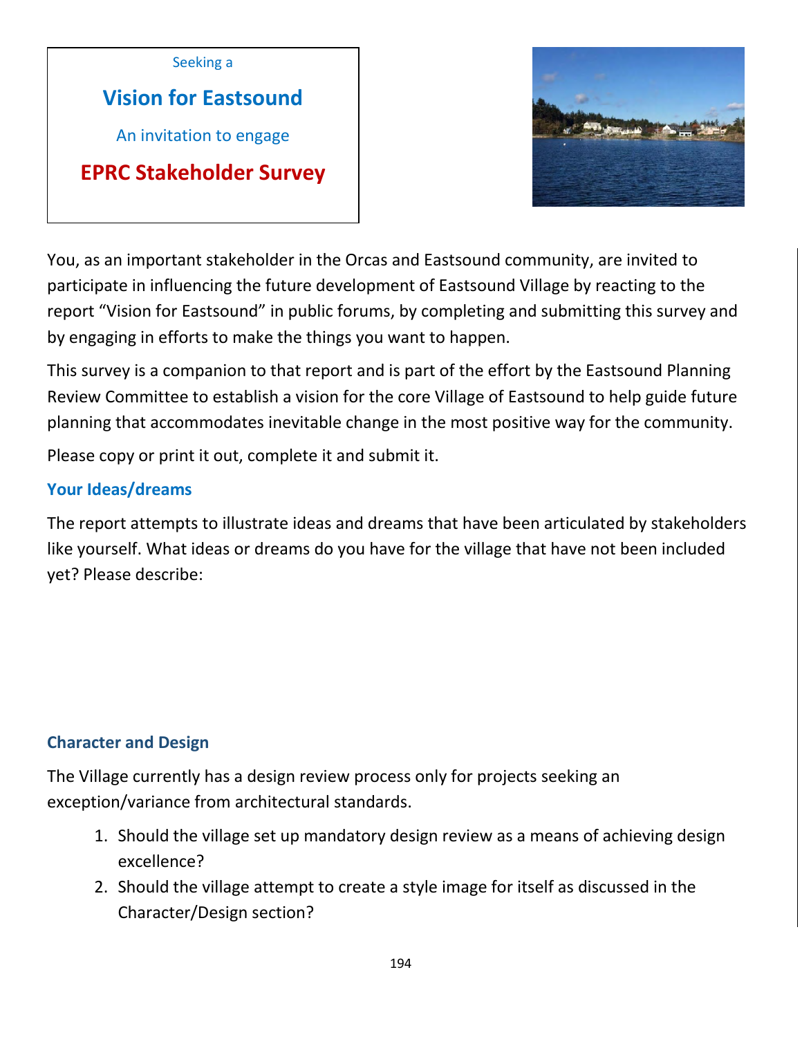Seeking a

# Vision for Eastsound

An invitation to engage

## EPRC Stakeholder Survey

You, as an important stakeholder in the Orcas and Eastsound community, are invited to participate in influencing the future development of Eastsound Village by reacting to the report "Vision for Eastsound" in public forums, by completing and submitting this survey and by engaging in efforts to make the things you want to happen.

This survey is a companion to that report and is part of the effort by the Eastsound Planning Review Committee to establish a vision for the core Village of Eastsound to help guide future planning that accommodates inevitable change in the most positive way for the community.

Please copy or print it out, complete it and submit it.

### Your Ideas/dreams

The report attempts to illustrate ideas and dreams that have been articulated by stakeholders like yourself. What ideas or dreams do you have for the village that have not been included yet? Please describe:

### Character and Design

The Village currently has a design review process only for projects seeking an exception/variance from architectural standards.

1. Should the village set up mandatory design review as a means of achieving design excellence?
2. Should the village attempt to create a style image for itself as discussed in the Character/Design section?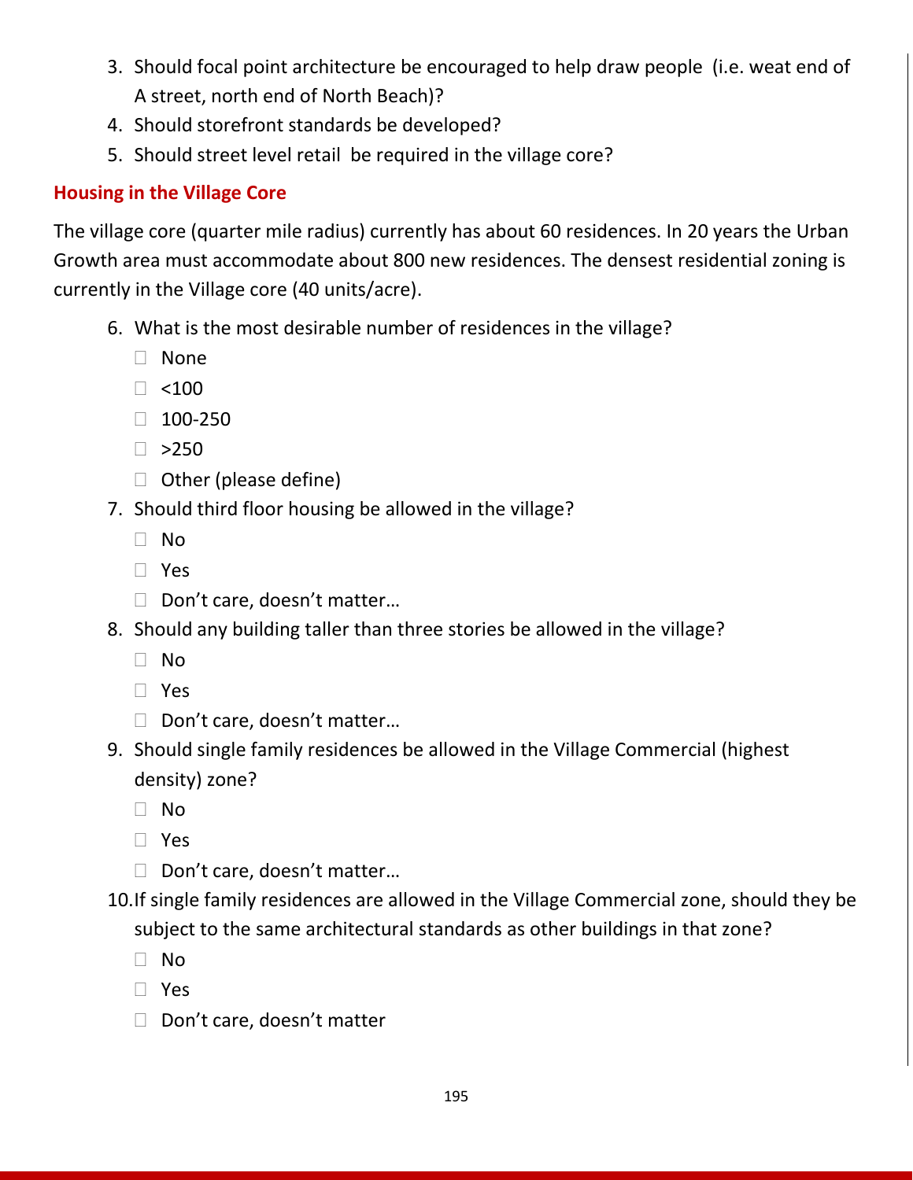3. Should focal point architecture be encouraged to help draw people (i.e. weat end of A street, north end of North Beach)?
4. Should storefront standards be developed?
5. Should street level retail be required in the village core?

## Housing in the Village Core

The village core (quarter mile radius) currently has about 60 residences. In 20 years the Urban Growth area must accommodate about 800 new residences. The densest residential zoning is currently in the Village core (40 units/acre).

6. What is the most desirable number of residences in the village?
   - ☐ None
   - ☐ <100
   - ☐ 100-250
   - ☐ >250
   - ☐ Other (please define)
7. Should third floor housing be allowed in the village?
   - ☐ No
   - ☐ Yes
   - ☐ Don't care, doesn't matter…
8. Should any building taller than three stories be allowed in the village?
   - ☐ No
   - ☐ Yes
   - ☐ Don't care, doesn't matter…
9. Should single family residences be allowed in the Village Commercial (highest density) zone?
   - ☐ No
   - ☐ Yes
   - ☐ Don't care, doesn't matter…
10. If single family residences are allowed in the Village Commercial zone, should they be subject to the same architectural standards as other buildings in that zone?
    - ☐ No
    - ☐ Yes
    - ☐ Don't care, doesn't matter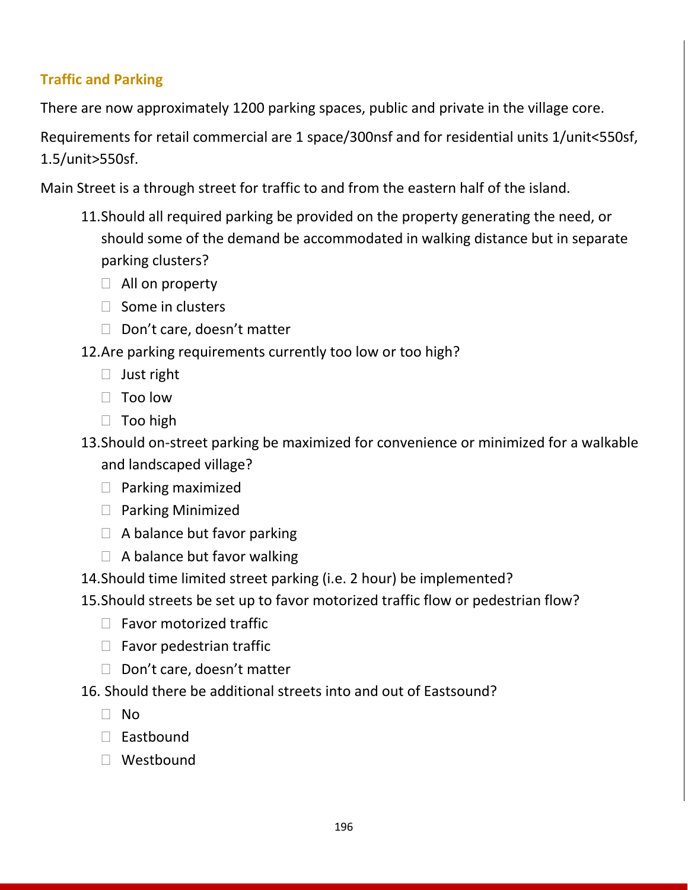## Traffic and Parking

There are now approximately 1200 parking spaces, public and private in the village core.

Requirements for retail commercial are 1 space/300nsf and for residential units 1/unit<550sf, 1.5/unit>550sf.

Main Street is a through street for traffic to and from the eastern half of the island.

11. Should all required parking be provided on the property generating the need, or should some of the demand be accommodated in walking distance but in separate parking clusters?
    - ☐ All on property
    - ☐ Some in clusters
    - ☐ Don't care, doesn't matter
12. Are parking requirements currently too low or too high?
    - ☐ Just right
    - ☐ Too low
    - ☐ Too high
13. Should on-street parking be maximized for convenience or minimized for a walkable and landscaped village?
    - ☐ Parking maximized
    - ☐ Parking Minimized
    - ☐ A balance but favor parking
    - ☐ A balance but favor walking
14. Should time limited street parking (i.e. 2 hour) be implemented?
15. Should streets be set up to favor motorized traffic flow or pedestrian flow?
    - ☐ Favor motorized traffic
    - ☐ Favor pedestrian traffic
    - ☐ Don't care, doesn't matter
16. Should there be additional streets into and out of Eastsound?
    - ☐ No
    - ☐ Eastbound
    - ☐ Westbound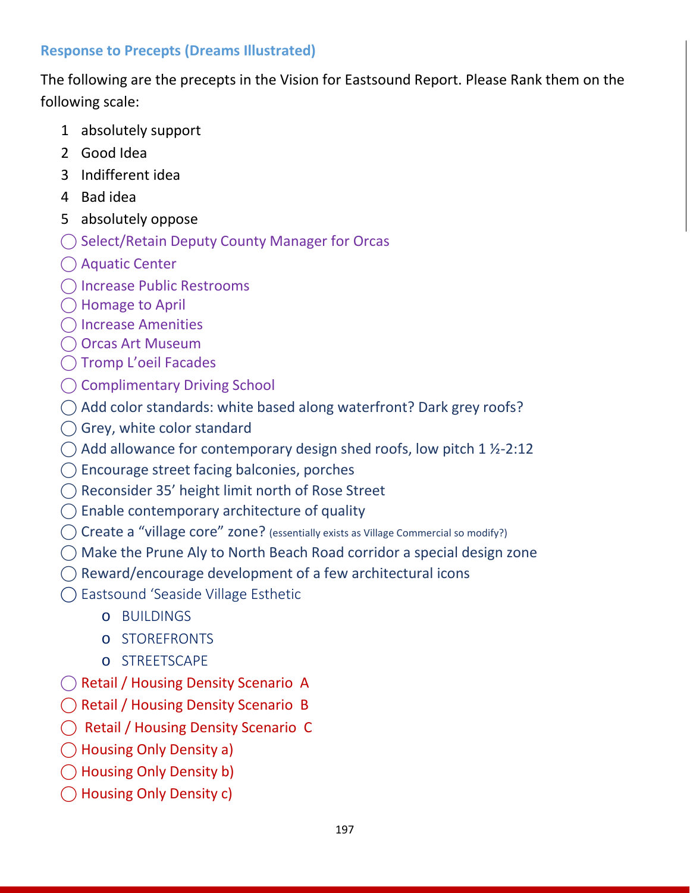### Response to Precepts (Dreams Illustrated)

The following are the precepts in the Vision for Eastsound Report. Please Rank them on the following scale:

1. absolutely support
2. Good Idea
3. Indifferent idea
4. Bad idea
5. absolutely oppose

- ◯ Select/Retain Deputy County Manager for Orcas
- ◯ Aquatic Center
- ◯ Increase Public Restrooms
- ◯ Homage to April
- ◯ Increase Amenities
- ◯ Orcas Art Museum
- ◯ Tromp L'oeil Facades
- ◯ Complimentary Driving School
- ◯ Add color standards: white based along waterfront? Dark grey roofs?
- ◯ Grey, white color standard
- ◯ Add allowance for contemporary design shed roofs, low pitch 1 ½-2:12
- ◯ Encourage street facing balconies, porches
- ◯ Reconsider 35' height limit north of Rose Street
- ◯ Enable contemporary architecture of quality
- ◯ Create a "village core" zone? (essentially exists as Village Commercial so modify?)
- ◯ Make the Prune Aly to North Beach Road corridor a special design zone
- ◯ Reward/encourage development of a few architectural icons
- ◯ Eastsound 'Seaside Village Esthetic
  - BUILDINGS
  - STOREFRONTS
  - STREETSCAPE
- ◯ Retail / Housing Density Scenario A
- ◯ Retail / Housing Density Scenario B
- ◯ Retail / Housing Density Scenario C
- ◯ Housing Only Density a)
- ◯ Housing Only Density b)
- ◯ Housing Only Density c)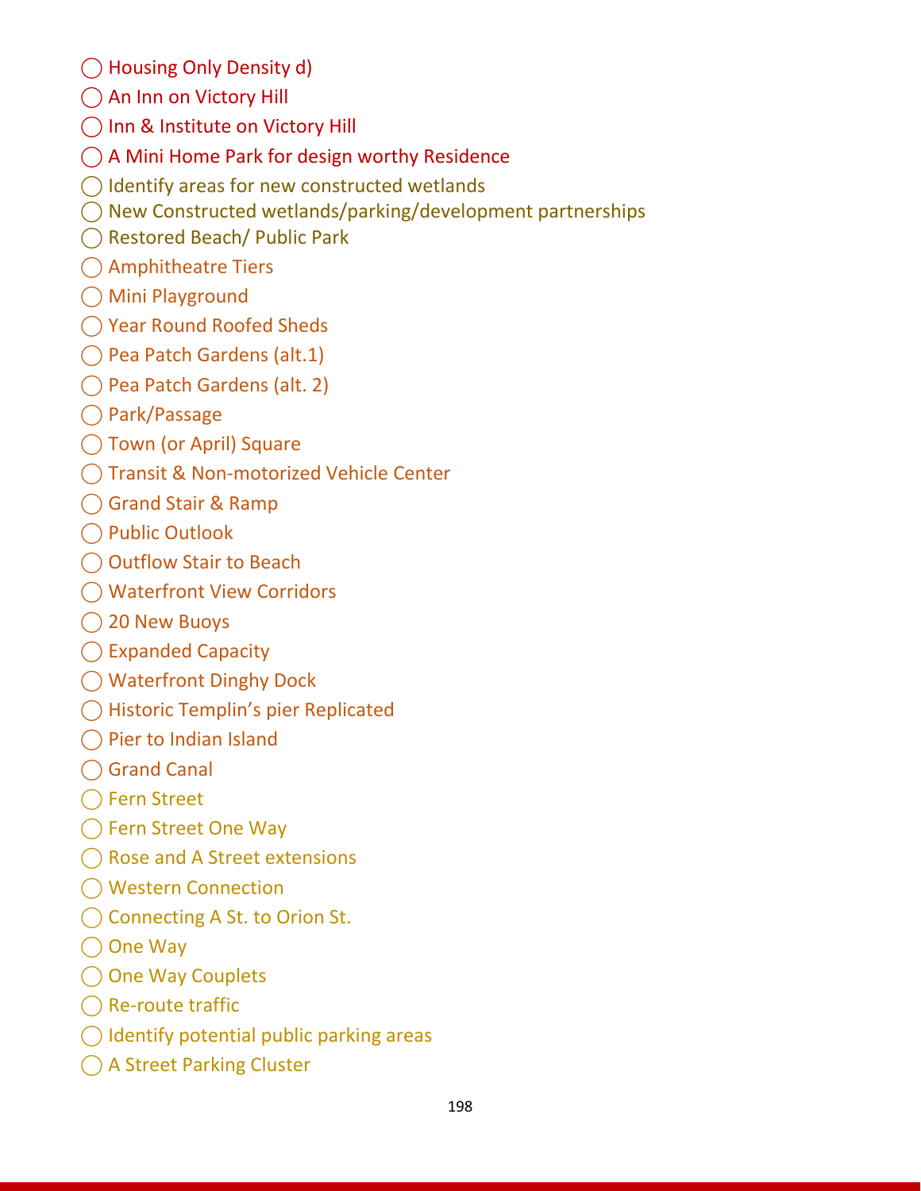- ◯ Housing Only Density d)
- ◯ An Inn on Victory Hill
- ◯ Inn & Institute on Victory Hill
- ◯ A Mini Home Park for design worthy Residence
- ◯ Identify areas for new constructed wetlands
- ◯ New Constructed wetlands/parking/development partnerships
- ◯ Restored Beach/ Public Park
- ◯ Amphitheatre Tiers
- ◯ Mini Playground
- ◯ Year Round Roofed Sheds
- ◯ Pea Patch Gardens (alt.1)
- ◯ Pea Patch Gardens (alt. 2)
- ◯ Park/Passage
- ◯ Town (or April) Square
- ◯ Transit & Non-motorized Vehicle Center
- ◯ Grand Stair & Ramp
- ◯ Public Outlook
- ◯ Outflow Stair to Beach
- ◯ Waterfront View Corridors
- ◯ 20 New Buoys
- ◯ Expanded Capacity
- ◯ Waterfront Dinghy Dock
- ◯ Historic Templin's pier Replicated
- ◯ Pier to Indian Island
- ◯ Grand Canal
- ◯ Fern Street
- ◯ Fern Street One Way
- ◯ Rose and A Street extensions
- ◯ Western Connection
- ◯ Connecting A St. to Orion St.
- ◯ One Way
- ◯ One Way Couplets
- ◯ Re-route traffic
- ◯ Identify potential public parking areas
- ◯ A Street Parking Cluster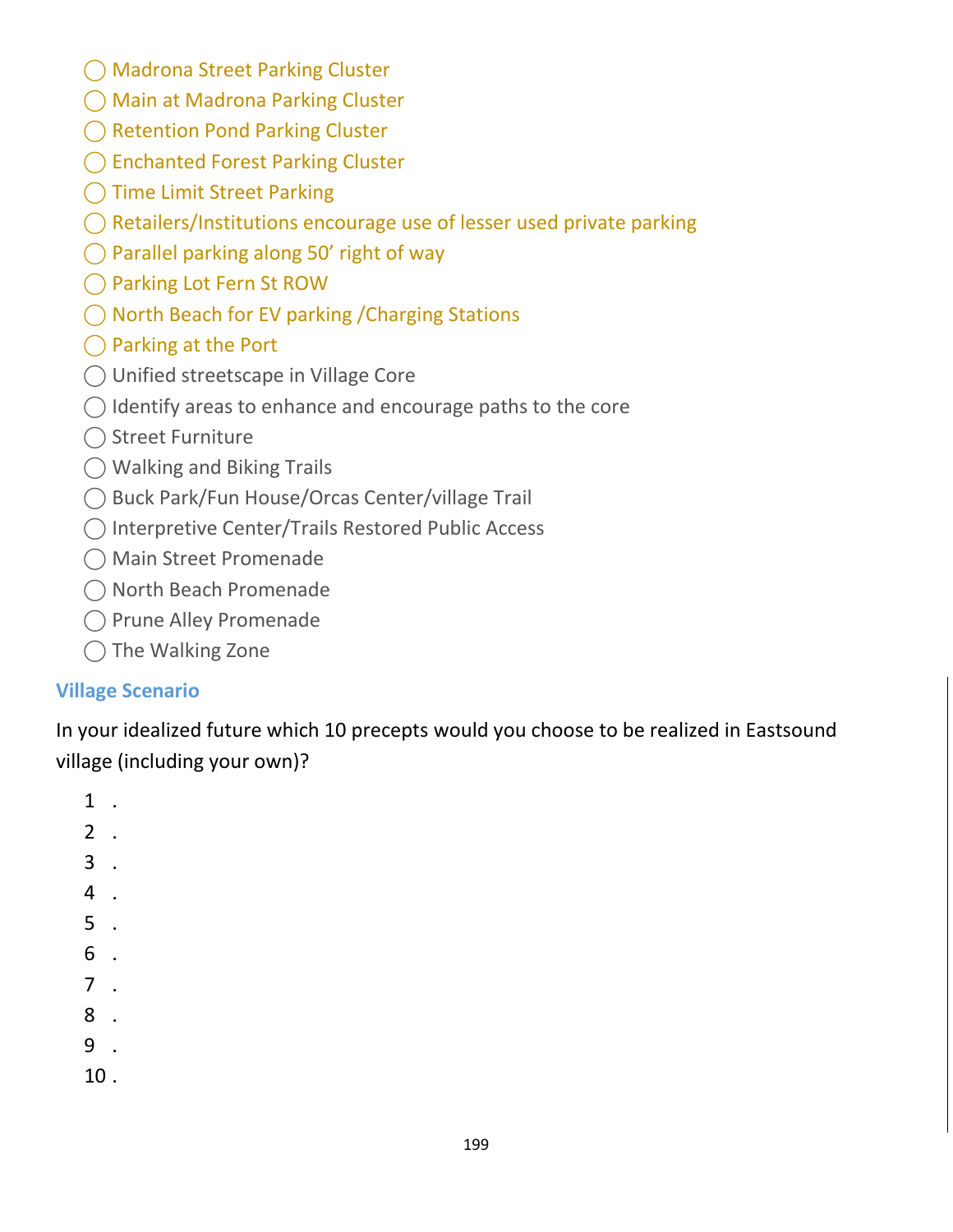- ◯ Madrona Street Parking Cluster
- ◯ Main at Madrona Parking Cluster
- ◯ Retention Pond Parking Cluster
- ◯ Enchanted Forest Parking Cluster
- ◯ Time Limit Street Parking
- ◯ Retailers/Institutions encourage use of lesser used private parking
- ◯ Parallel parking along 50' right of way
- ◯ Parking Lot Fern St ROW
- ◯ North Beach for EV parking /Charging Stations
- ◯ Parking at the Port
- ◯ Unified streetscape in Village Core
- ◯ Identify areas to enhance and encourage paths to the core
- ◯ Street Furniture
- ◯ Walking and Biking Trails
- ◯ Buck Park/Fun House/Orcas Center/village Trail
- ◯ Interpretive Center/Trails Restored Public Access
- ◯ Main Street Promenade
- ◯ North Beach Promenade
- ◯ Prune Alley Promenade
- ◯ The Walking Zone

### Village Scenario

In your idealized future which 10 precepts would you choose to be realized in Eastsound village (including your own)?

1 .
2 .
3 .
4 .
5 .
6 .
7 .
8 .
9 .
10 .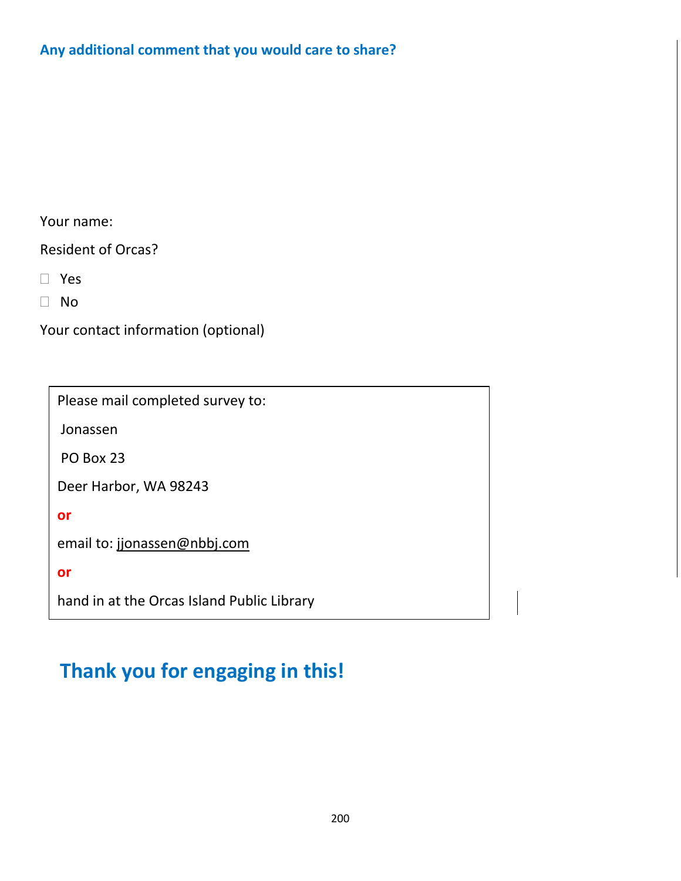**Any additional comment that you would care to share?**

Your name:

Resident of Orcas?

- ☐ Yes
- ☐ No

Your contact information (optional)

| |
|---|
| Please mail completed survey to: |
| Jonassen |
| PO Box 23 |
| Deer Harbor, WA 98243 |
| **or** |
| email to: jjonassen@nbbj.com |
| **or** |
| hand in at the Orcas Island Public Library |

## Thank you for engaging in this!